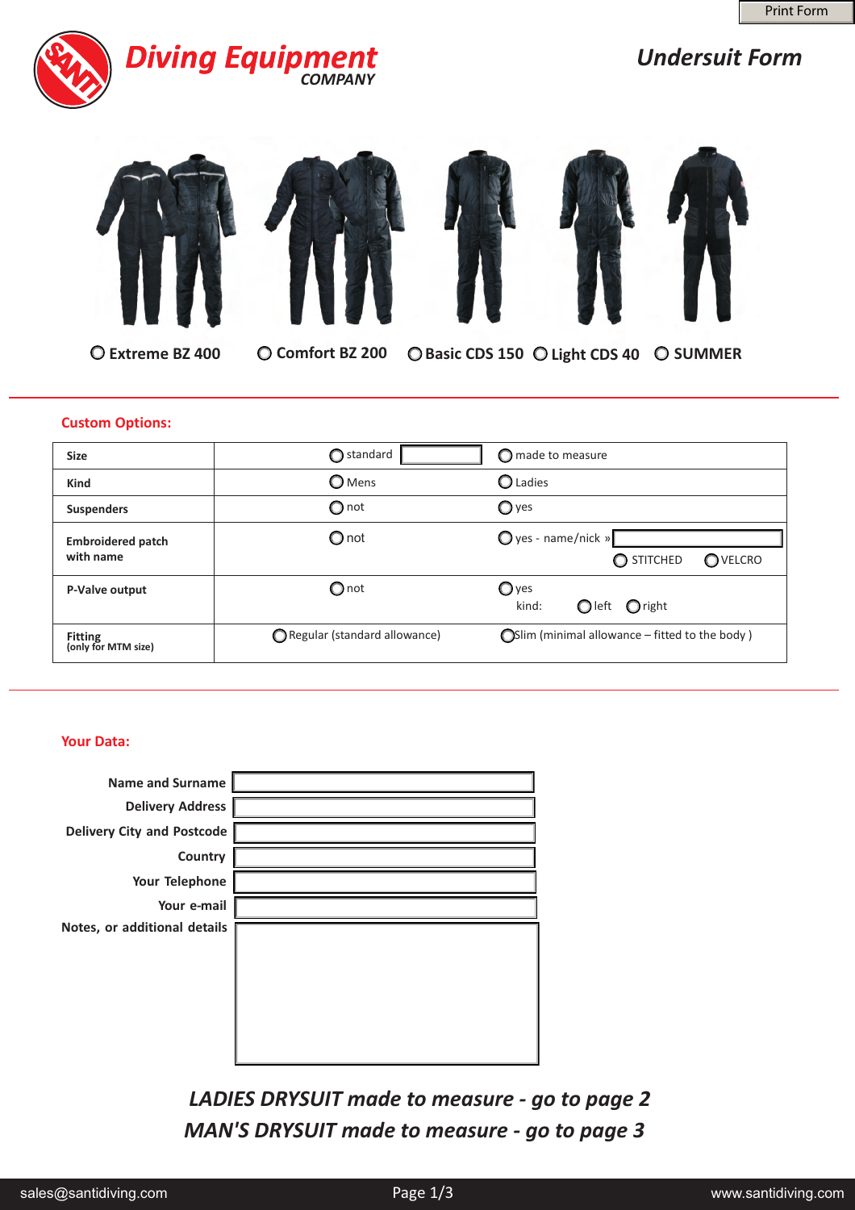Print Form

# Diving Equipment COMPANY

## Undersuit Form

○ Extreme BZ 400 ○ Comfort BZ 200 ○ Basic CDS 150 ○ Light CDS 40 ○ SUMMER

### Custom Options:

| | | |
|---|---|---|
| Size | ○ standard [ ] | ○ made to measure |
| Kind | ○ Mens | ○ Ladies |
| Suspenders | ○ not | ○ yes |
| Embroidered patch with name | ○ not | ○ yes - name/nick » [ ]<br>○ STITCHED ○ VELCRO |
| P-Valve output | ○ not | ○ yes<br>kind: ○ left ○ right |
| Fitting (only for MTM size) | ○ Regular (standard allowance) | ○ Slim (minimal allowance – fitted to the body ) |

### Your Data:

Name and Surname [ ]

Delivery Address [ ]

Delivery City and Postcode [ ]

Country [ ]

Your Telephone [ ]

Your e-mail [ ]

Notes, or additional details [ ]

***LADIES DRYSUIT made to measure - go to page 2***

***MAN'S DRYSUIT made to measure - go to page 3***

sales@santidiving.com www.santidiving.com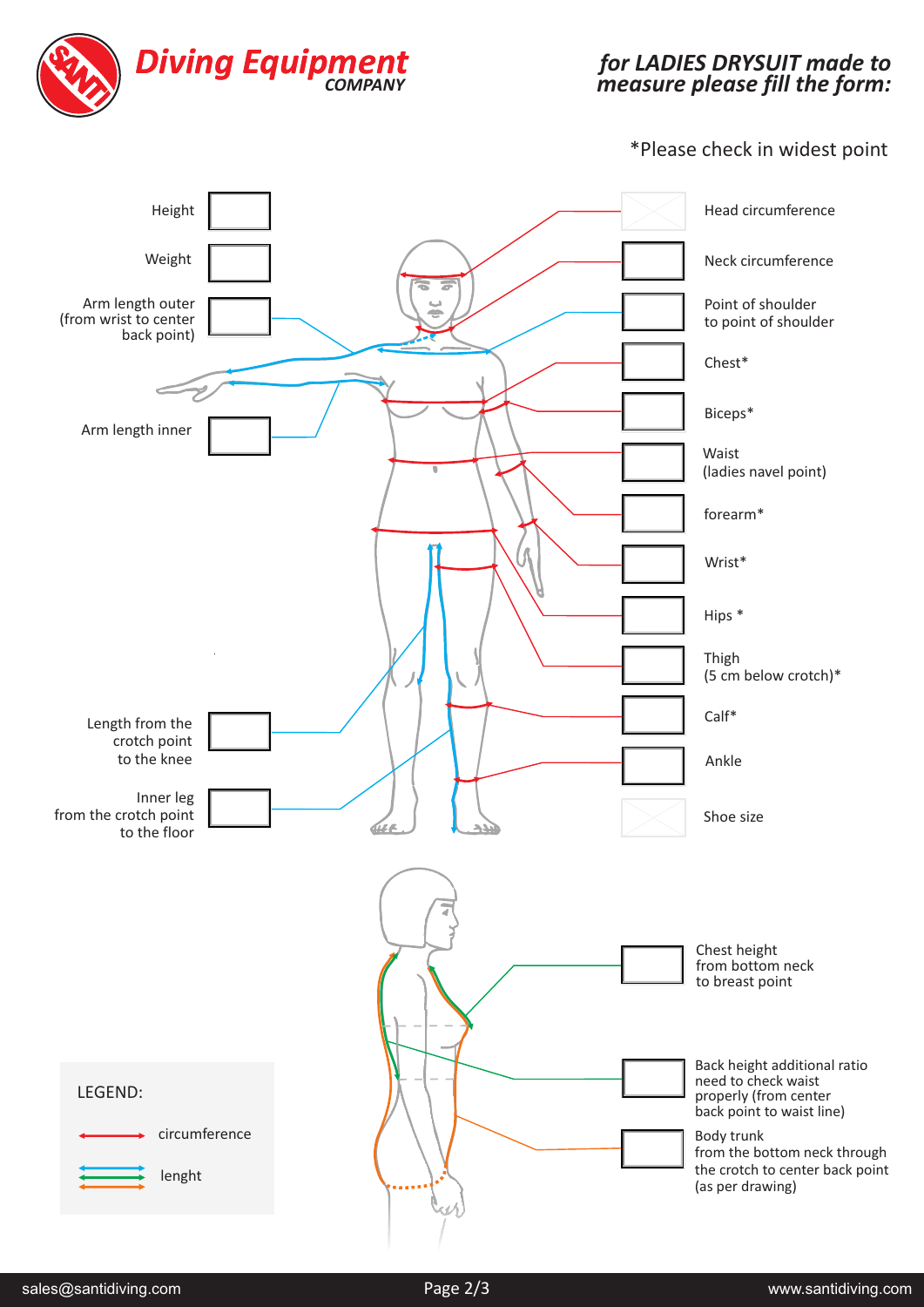**Diving Equipment** COMPANY

## *for LADIES DRYSUIT made to measure please fill the form:*

*Please check in widest point

| Measurement | Value |
|---|---|
| Height | |
| Weight | |
| Arm length outer (from wrist to center back point) | |
| Arm length inner | |
| Length from the crotch point to the knee | |
| Inner leg from the crotch point to the floor | |
| Head circumference | |
| Neck circumference | |
| Point of shoulder to point of shoulder | |
| Chest* | |
| Biceps* | |
| Waist (ladies navel point) | |
| forearm* | |
| Wrist* | |
| Hips * | |
| Thigh (5 cm below crotch)* | |
| Calf* | |
| Ankle | |
| Shoe size | |
| Chest height from bottom neck to breast point | |
| Back height additional ratio need to check waist properly (from center back point to waist line) | |
| Body trunk from the bottom neck through the crotch to center back point (as per drawing) | |

LEGEND:

- circumference
- lenght

sales@santidiving.com

www.santidiving.com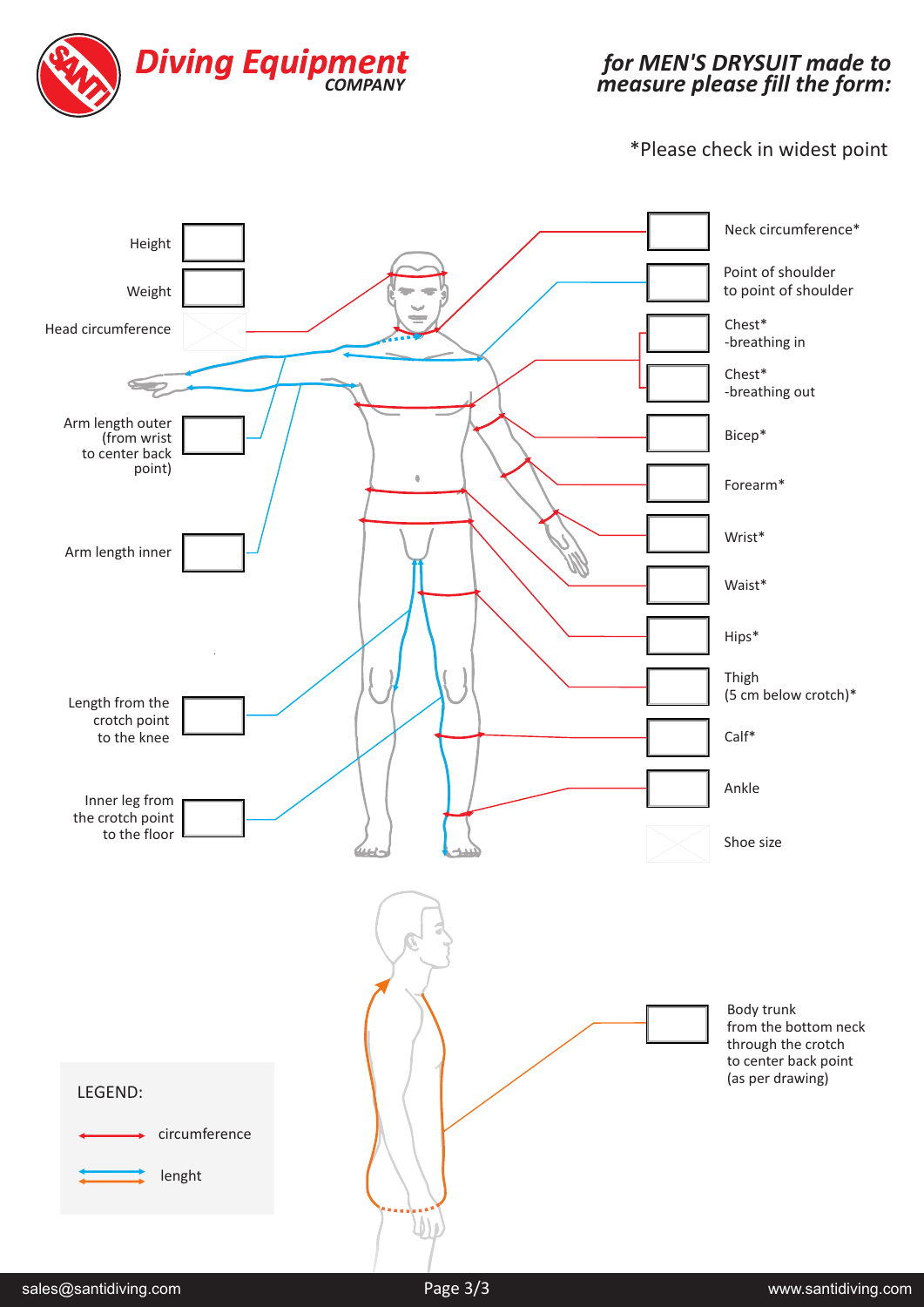**Diving Equipment** COMPANY

## *for MEN'S DRYSUIT made to measure please fill the form:*

*Please check in widest point

- Height
- Weight
- Head circumference
- Arm length outer (from wrist to center back point)
- Arm length inner
- Length from the crotch point to the knee
- Inner leg from the crotch point to the floor
- Neck circumference*
- Point of shoulder to point of shoulder
- Chest* -breathing in
- Chest* -breathing out
- Bicep*
- Forearm*
- Wrist*
- Waist*
- Hips*
- Thigh (5 cm below crotch)*
- Calf*
- Ankle
- Shoe size
- Body trunk from the bottom neck through the crotch to center back point (as per drawing)

LEGEND:

- circumference
- lenght

sales@santidiving.com

www.santidiving.com